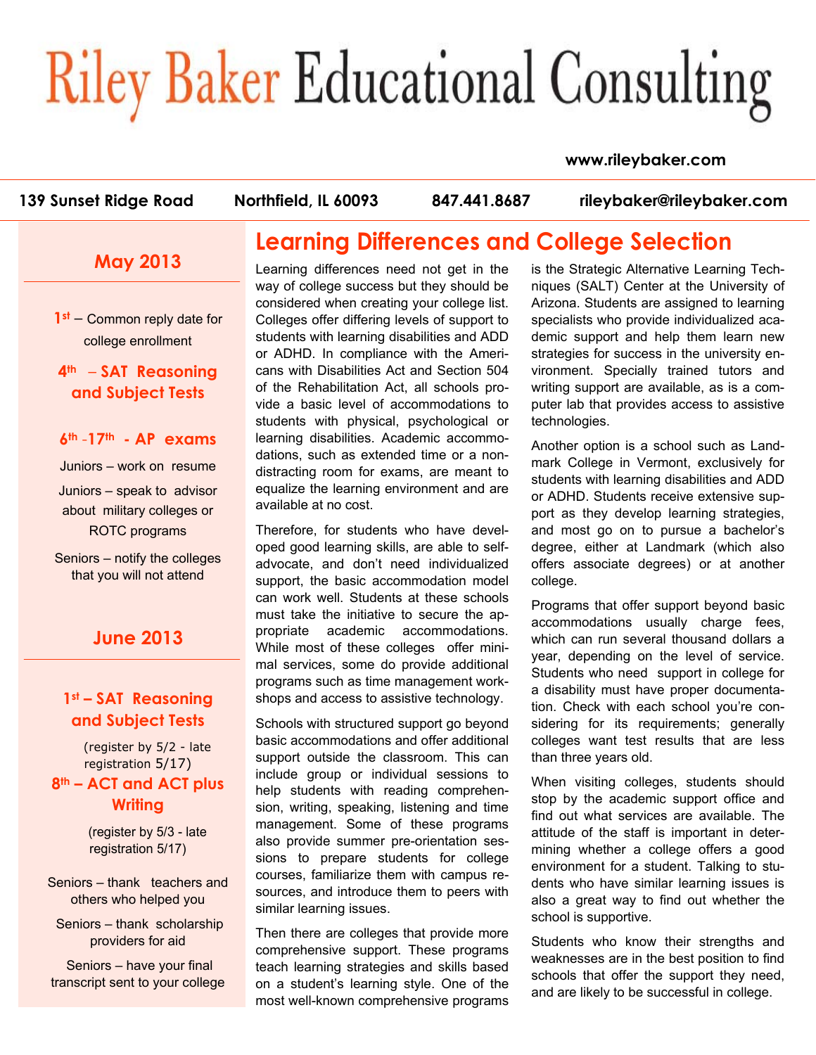# Riley Baker Educational Consulting

www.rileybaker.com

139 Sunset Ridge Road | Northfield, IL 60093 | 847.441.8687 | rileybaker@rileybaker.com

## May 2013

1st – Common reply date for college enrollment

**4th – SAT Reasoning and Subject Tests**

**6th -17th - AP exams**

Juniors – work on resume

Juniors – speak to advisor about military colleges or ROTC programs

Seniors – notify the colleges that you will not attend

## June 2013

**1st – SAT Reasoning and Subject Tests**

(register by 5/2 - late registration 5/17)

**8th – ACT and ACT plus Writing**

(register by 5/3 - late registration 5/17)

Seniors – thank teachers and others who helped you

Seniors – thank scholarship providers for aid

Seniors – have your final transcript sent to your college

## Learning Differences and College Selection

Learning differences need not get in the way of college success but they should be considered when creating your college list. Colleges offer differing levels of support to students with learning disabilities and ADD or ADHD. In compliance with the Americans with Disabilities Act and Section 504 of the Rehabilitation Act, all schools provide a basic level of accommodations to students with physical, psychological or learning disabilities. Academic accommodations, such as extended time or a non-distracting room for exams, are meant to equalize the learning environment and are available at no cost.

Therefore, for students who have developed good learning skills, are able to self-advocate, and don't need individualized support, the basic accommodation model can work well. Students at these schools must take the initiative to secure the appropriate academic accommodations. While most of these colleges offer minimal services, some do provide additional programs such as time management workshops and access to assistive technology.

Schools with structured support go beyond basic accommodations and offer additional support outside the classroom. This can include group or individual sessions to help students with reading comprehension, writing, speaking, listening and time management. Some of these programs also provide summer pre-orientation sessions to prepare students for college courses, familiarize them with campus resources, and introduce them to peers with similar learning issues.

Then there are colleges that provide more comprehensive support. These programs teach learning strategies and skills based on a student's learning style. One of the most well-known comprehensive programs is the Strategic Alternative Learning Techniques (SALT) Center at the University of Arizona. Students are assigned to learning specialists who provide individualized academic support and help them learn new strategies for success in the university environment. Specially trained tutors and writing support are available, as is a computer lab that provides access to assistive technologies.

Another option is a school such as Landmark College in Vermont, exclusively for students with learning disabilities and ADD or ADHD. Students receive extensive support as they develop learning strategies, and most go on to pursue a bachelor's degree, either at Landmark (which also offers associate degrees) or at another college.

Programs that offer support beyond basic accommodations usually charge fees, which can run several thousand dollars a year, depending on the level of service. Students who need support in college for a disability must have proper documentation. Check with each school you're considering for its requirements; generally colleges want test results that are less than three years old.

When visiting colleges, students should stop by the academic support office and find out what services are available. The attitude of the staff is important in determining whether a college offers a good environment for a student. Talking to students who have similar learning issues is also a great way to find out whether the school is supportive.

Students who know their strengths and weaknesses are in the best position to find schools that offer the support they need, and are likely to be successful in college.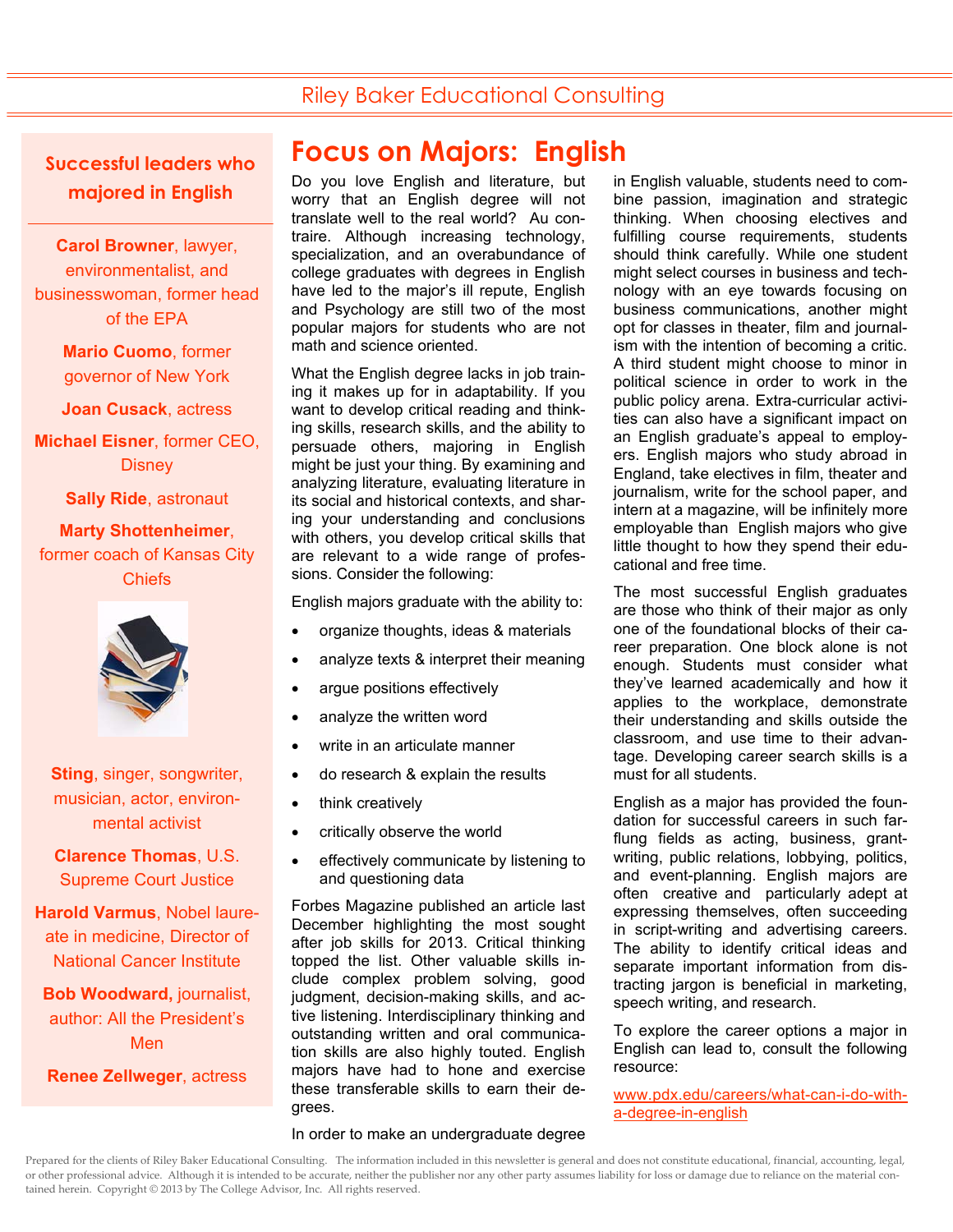Riley Baker Educational Consulting

## Successful leaders who majored in English

**Carol Browner**, lawyer, environmentalist, and businesswoman, former head of the EPA

**Mario Cuomo**, former governor of New York

**Joan Cusack**, actress

**Michael Eisner**, former CEO, Disney

**Sally Ride**, astronaut

**Marty Shottenheimer**, former coach of Kansas City Chiefs

**Sting**, singer, songwriter, musician, actor, environmental activist

**Clarence Thomas**, U.S. Supreme Court Justice

**Harold Varmus**, Nobel laureate in medicine, Director of National Cancer Institute

**Bob Woodward,** journalist, author: All the President's Men

**Renee Zellweger**, actress

# Focus on Majors: English

Do you love English and literature, but worry that an English degree will not translate well to the real world? Au contraire. Although increasing technology, specialization, and an overabundance of college graduates with degrees in English have led to the major's ill repute, English and Psychology are still two of the most popular majors for students who are not math and science oriented.

What the English degree lacks in job training it makes up for in adaptability. If you want to develop critical reading and thinking skills, research skills, and the ability to persuade others, majoring in English might be just your thing. By examining and analyzing literature, evaluating literature in its social and historical contexts, and sharing your understanding and conclusions with others, you develop critical skills that are relevant to a wide range of professions. Consider the following:

English majors graduate with the ability to:

- organize thoughts, ideas & materials
- analyze texts & interpret their meaning
- argue positions effectively
- analyze the written word
- write in an articulate manner
- do research & explain the results
- think creatively
- critically observe the world
- effectively communicate by listening to and questioning data

Forbes Magazine published an article last December highlighting the most sought after job skills for 2013. Critical thinking topped the list. Other valuable skills include complex problem solving, good judgment, decision-making skills, and active listening. Interdisciplinary thinking and outstanding written and oral communication skills are also highly touted. English majors have had to hone and exercise these transferable skills to earn their degrees.

In order to make an undergraduate degree in English valuable, students need to combine passion, imagination and strategic thinking. When choosing electives and fulfilling course requirements, students should think carefully. While one student might select courses in business and technology with an eye towards focusing on business communications, another might opt for classes in theater, film and journalism with the intention of becoming a critic. A third student might choose to minor in political science in order to work in the public policy arena. Extra-curricular activities can also have a significant impact on an English graduate's appeal to employers. English majors who study abroad in England, take electives in film, theater and journalism, write for the school paper, and intern at a magazine, will be infinitely more employable than English majors who give little thought to how they spend their educational and free time.

The most successful English graduates are those who think of their major as only one of the foundational blocks of their career preparation. One block alone is not enough. Students must consider what they've learned academically and how it applies to the workplace, demonstrate their understanding and skills outside the classroom, and use time to their advantage. Developing career search skills is a must for all students.

English as a major has provided the foundation for successful careers in such far-flung fields as acting, business, grant-writing, public relations, lobbying, politics, and event-planning. English majors are often creative and particularly adept at expressing themselves, often succeeding in script-writing and advertising careers. The ability to identify critical ideas and separate important information from distracting jargon is beneficial in marketing, speech writing, and research.

To explore the career options a major in English can lead to, consult the following resource:

www.pdx.edu/careers/what-can-i-do-with-a-degree-in-english

Prepared for the clients of Riley Baker Educational Consulting. The information included in this newsletter is general and does not constitute educational, financial, accounting, legal, or other professional advice. Although it is intended to be accurate, neither the publisher nor any other party assumes liability for loss or damage due to reliance on the material contained herein. Copyright © 2013 by The College Advisor, Inc. All rights reserved.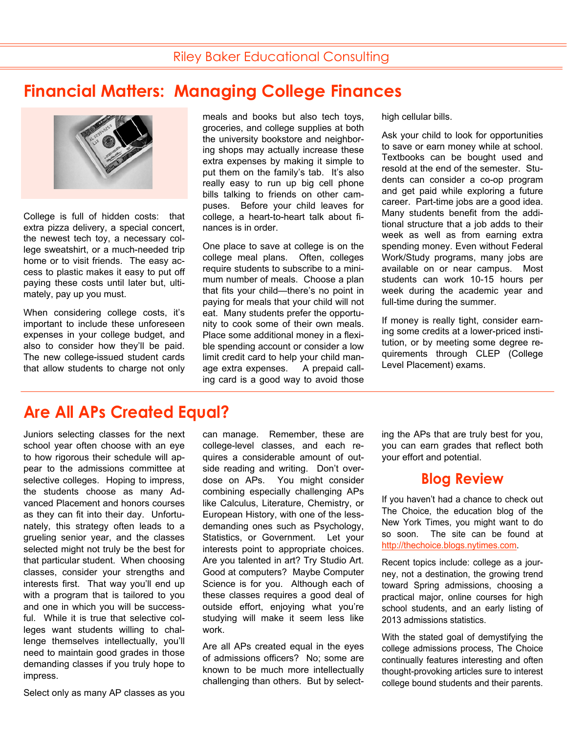# Financial Matters: Managing College Finances

College is full of hidden costs: that extra pizza delivery, a special concert, the newest tech toy, a necessary college sweatshirt, or a much-needed trip home or to visit friends. The easy access to plastic makes it easy to put off paying these costs until later but, ultimately, pay up you must.

When considering college costs, it's important to include these unforeseen expenses in your college budget, and also to consider how they'll be paid. The new college-issued student cards that allow students to charge not only meals and books but also tech toys, groceries, and college supplies at both the university bookstore and neighboring shops may actually increase these extra expenses by making it simple to put them on the family's tab. It's also really easy to run up big cell phone bills talking to friends on other campuses. Before your child leaves for college, a heart-to-heart talk about finances is in order.

One place to save at college is on the college meal plans. Often, colleges require students to subscribe to a minimum number of meals. Choose a plan that fits your child—there's no point in paying for meals that your child will not eat. Many students prefer the opportunity to cook some of their own meals. Place some additional money in a flexible spending account or consider a low limit credit card to help your child manage extra expenses. A prepaid calling card is a good way to avoid those high cellular bills.

Ask your child to look for opportunities to save or earn money while at school. Textbooks can be bought used and resold at the end of the semester. Students can consider a co-op program and get paid while exploring a future career. Part-time jobs are a good idea. Many students benefit from the additional structure that a job adds to their week as well as from earning extra spending money. Even without Federal Work/Study programs, many jobs are available on or near campus. Most students can work 10-15 hours per week during the academic year and full-time during the summer.

If money is really tight, consider earning some credits at a lower-priced institution, or by meeting some degree requirements through CLEP (College Level Placement) exams.

# Are All APs Created Equal?

Juniors selecting classes for the next school year often choose with an eye to how rigorous their schedule will appear to the admissions committee at selective colleges. Hoping to impress, the students choose as many Advanced Placement and honors courses as they can fit into their day. Unfortunately, this strategy often leads to a grueling senior year, and the classes selected might not truly be the best for that particular student. When choosing classes, consider your strengths and interests first. That way you'll end up with a program that is tailored to you and one in which you will be successful. While it is true that selective colleges want students willing to challenge themselves intellectually, you'll need to maintain good grades in those demanding classes if you truly hope to impress.

Select only as many AP classes as you can manage. Remember, these are college-level classes, and each requires a considerable amount of outside reading and writing. Don't overdose on APs. You might consider combining especially challenging APs like Calculus, Literature, Chemistry, or European History, with one of the less-demanding ones such as Psychology, Statistics, or Government. Let your interests point to appropriate choices. Are you talented in art? Try Studio Art. Good at computers? Maybe Computer Science is for you. Although each of these classes requires a good deal of outside effort, enjoying what you're studying will make it seem less like work.

Are all APs created equal in the eyes of admissions officers? No; some are known to be much more intellectually challenging than others. But by selecting the APs that are truly best for you, you can earn grades that reflect both your effort and potential.

## Blog Review

If you haven't had a chance to check out The Choice, the education blog of the New York Times, you might want to do so soon. The site can be found at http://thechoice.blogs.nytimes.com.

Recent topics include: college as a journey, not a destination, the growing trend toward Spring admissions, choosing a practical major, online courses for high school students, and an early listing of 2013 admissions statistics.

With the stated goal of demystifying the college admissions process, The Choice continually features interesting and often thought-provoking articles sure to interest college bound students and their parents.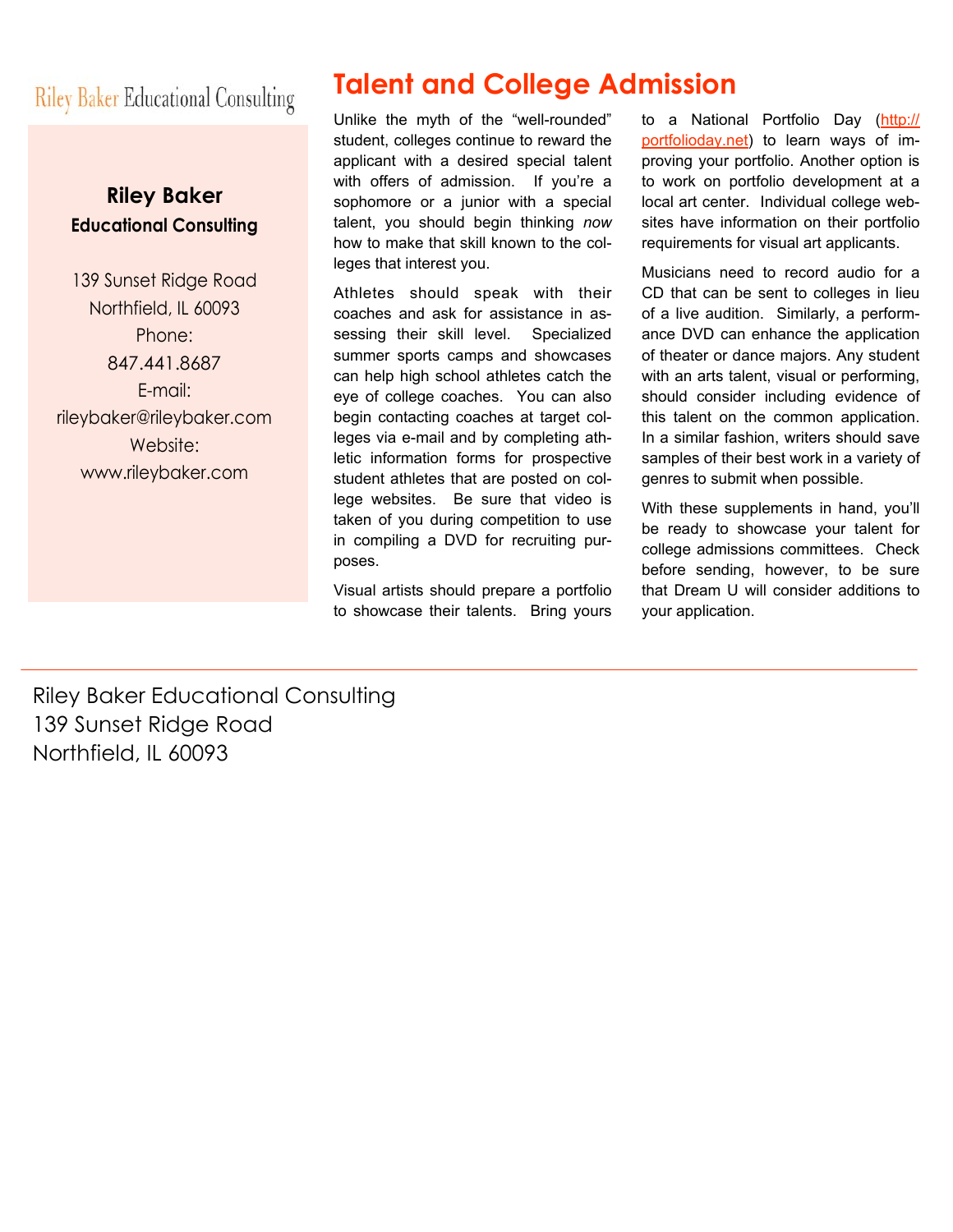Riley Baker Educational Consulting

**Riley Baker**
**Educational Consulting**

139 Sunset Ridge Road
Northfield, IL 60093
Phone:
847.441.8687
E-mail:
rileybaker@rileybaker.com
Website:
www.rileybaker.com

# Talent and College Admission

Unlike the myth of the "well-rounded" student, colleges continue to reward the applicant with a desired special talent with offers of admission. If you're a sophomore or a junior with a special talent, you should begin thinking *now* how to make that skill known to the colleges that interest you.

Athletes should speak with their coaches and ask for assistance in assessing their skill level. Specialized summer sports camps and showcases can help high school athletes catch the eye of college coaches. You can also begin contacting coaches at target colleges via e-mail and by completing athletic information forms for prospective student athletes that are posted on college websites. Be sure that video is taken of you during competition to use in compiling a DVD for recruiting purposes.

Visual artists should prepare a portfolio to showcase their talents. Bring yours to a National Portfolio Day (http://portfolioday.net) to learn ways of improving your portfolio. Another option is to work on portfolio development at a local art center. Individual college websites have information on their portfolio requirements for visual art applicants.

Musicians need to record audio for a CD that can be sent to colleges in lieu of a live audition. Similarly, a performance DVD can enhance the application of theater or dance majors. Any student with an arts talent, visual or performing, should consider including evidence of this talent on the common application. In a similar fashion, writers should save samples of their best work in a variety of genres to submit when possible.

With these supplements in hand, you'll be ready to showcase your talent for college admissions committees. Check before sending, however, to be sure that Dream U will consider additions to your application.

---

Riley Baker Educational Consulting
139 Sunset Ridge Road
Northfield, IL 60093